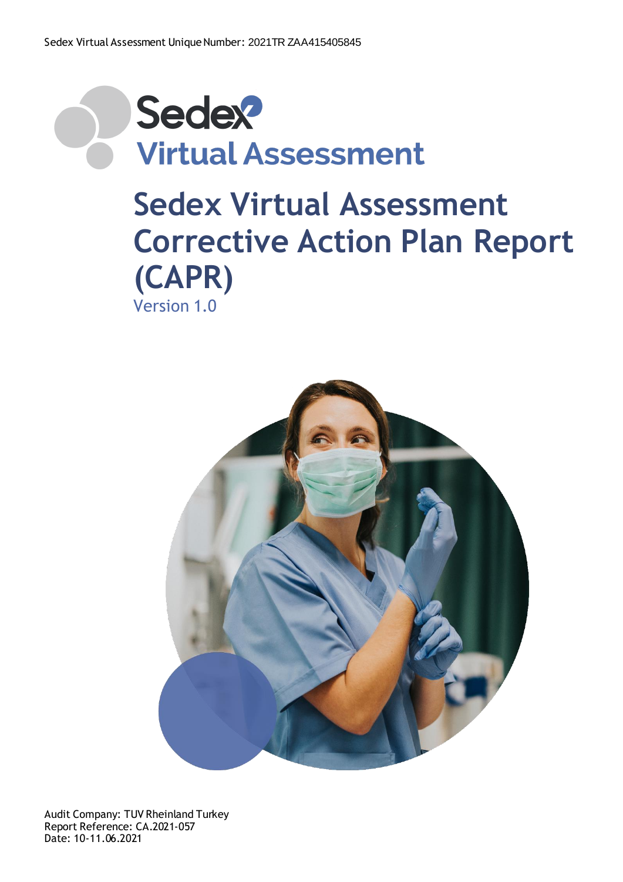Sedex Virtual Assessment Unique Number: 2021TR ZAA415405845

Sedex
Virtual Assessment

# Sedex Virtual Assessment Corrective Action Plan Report (CAPR)

Version 1.0

Audit Company: TUV Rheinland Turkey
Report Reference: CA.2021-057
Date: 10-11.06.2021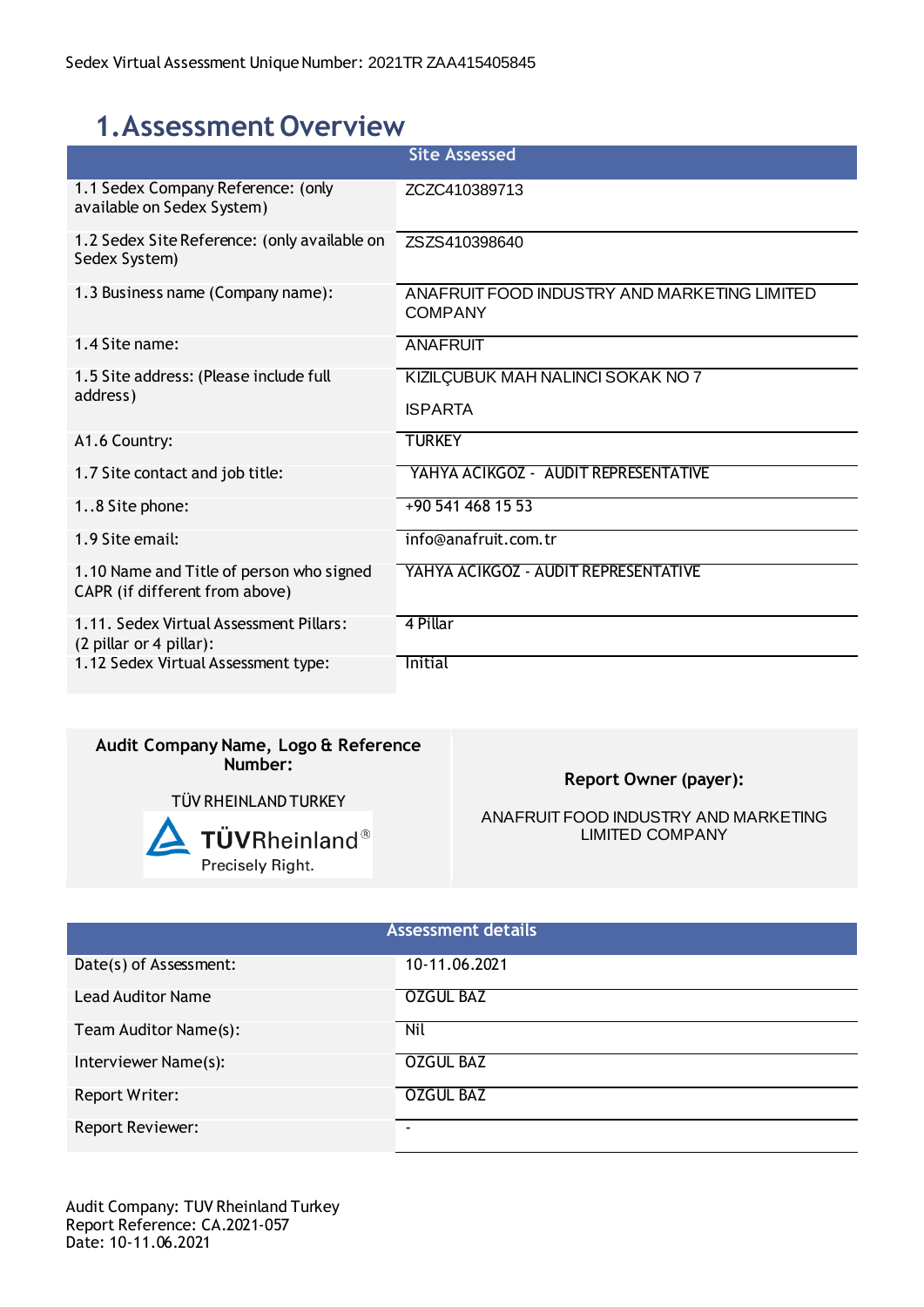Sedex Virtual Assessment Unique Number: 2021TR ZAA415405845

# 1. Assessment Overview

| Site Assessed | |
|---|---|
| 1.1 Sedex Company Reference: (only available on Sedex System) | ZCZC410389713 |
| 1.2 Sedex Site Reference: (only available on Sedex System) | ZSZS410398640 |
| 1.3 Business name (Company name): | ANAFRUIT FOOD INDUSTRY AND MARKETING LIMITED COMPANY |
| 1.4 Site name: | ANAFRUIT |
| 1.5 Site address: (Please include full address) | KIZILÇUBUK MAH NALINCI SOKAK NO 7<br>ISPARTA |
| A1.6 Country: | TURKEY |
| 1.7 Site contact and job title: | YAHYA ACIKGOZ - AUDIT REPRESENTATIVE |
| 1..8 Site phone: | +90 541 468 15 53 |
| 1.9 Site email: | info@anafruit.com.tr |
| 1.10 Name and Title of person who signed CAPR (if different from above) | YAHYA ACIKGOZ - AUDIT REPRESENTATIVE |
| 1.11. Sedex Virtual Assessment Pillars: (2 pillar or 4 pillar): | 4 Pillar |
| 1.12 Sedex Virtual Assessment type: | Initial |

| Audit Company Name, Logo & Reference Number: | Report Owner (payer): |
|---|---|
| TÜV RHEINLAND TURKEY<br>TÜVRheinland® Precisely Right. | ANAFRUIT FOOD INDUSTRY AND MARKETING LIMITED COMPANY |

| Assessment details | |
|---|---|
| Date(s) of Assessment: | 10-11.06.2021 |
| Lead Auditor Name | OZGUL BAZ |
| Team Auditor Name(s): | Nil |
| Interviewer Name(s): | OZGUL BAZ |
| Report Writer: | OZGUL BAZ |
| Report Reviewer: | - |

Audit Company: TUV Rheinland Turkey
Report Reference: CA.2021-057
Date: 10-11.06.2021